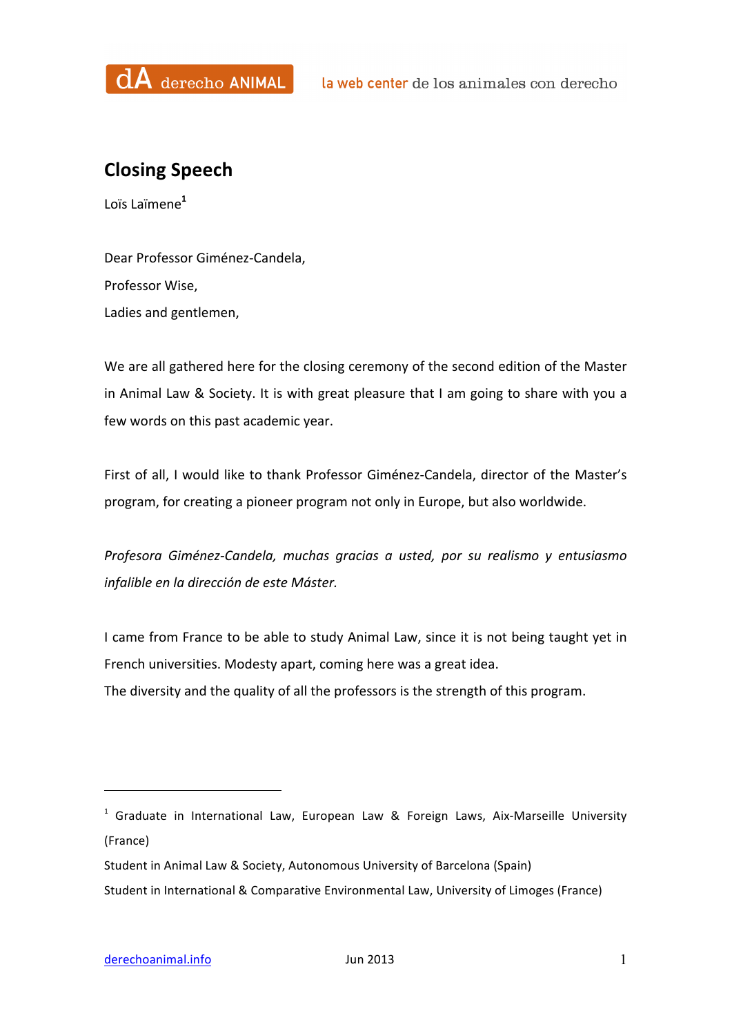## Closing Speech

Loïs Laïmene[1]

Dear Professor Giménez-Candela,

Professor Wise,

Ladies and gentlemen,

We are all gathered here for the closing ceremony of the second edition of the Master in Animal Law & Society. It is with great pleasure that I am going to share with you a few words on this past academic year.

First of all, I would like to thank Professor Giménez-Candela, director of the Master's program, for creating a pioneer program not only in Europe, but also worldwide.

*Profesora Giménez-Candela, muchas gracias a usted, por su realismo y entusiasmo infalible en la dirección de este Máster.*

I came from France to be able to study Animal Law, since it is not being taught yet in French universities. Modesty apart, coming here was a great idea.
The diversity and the quality of all the professors is the strength of this program.

---

[1] Graduate in International Law, European Law & Foreign Laws, Aix-Marseille University (France)

Student in Animal Law & Society, Autonomous University of Barcelona (Spain)

Student in International & Comparative Environmental Law, University of Limoges (France)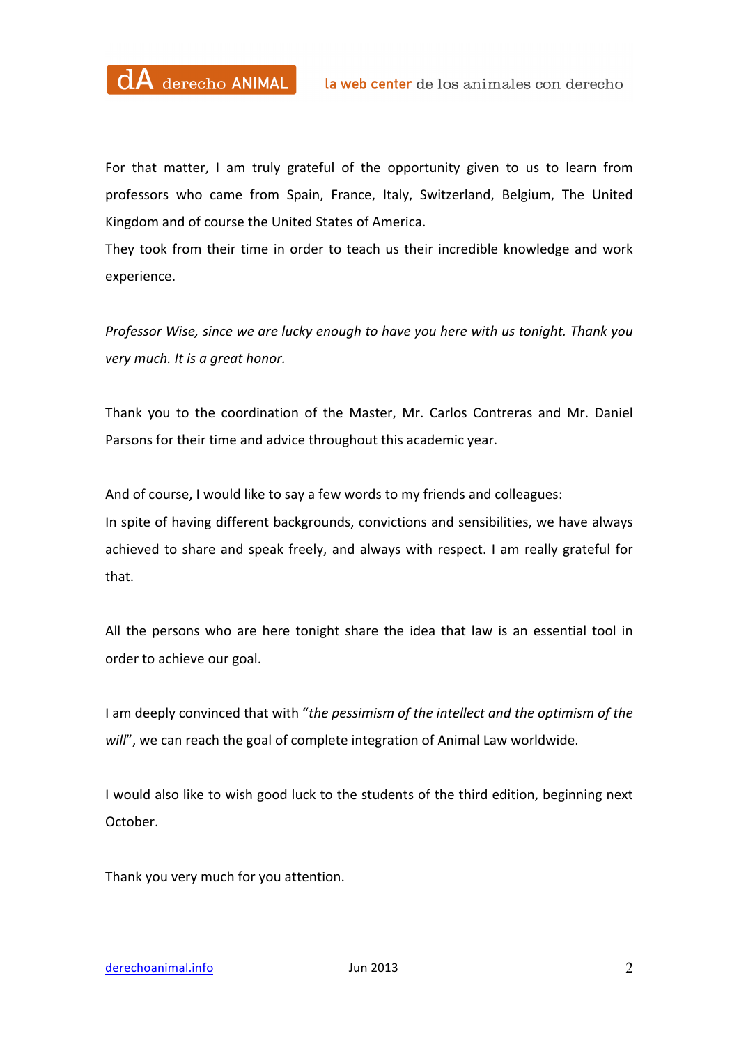For that matter, I am truly grateful of the opportunity given to us to learn from professors who came from Spain, France, Italy, Switzerland, Belgium, The United Kingdom and of course the United States of America.
They took from their time in order to teach us their incredible knowledge and work experience.

*Professor Wise, since we are lucky enough to have you here with us tonight. Thank you very much. It is a great honor.*

Thank you to the coordination of the Master, Mr. Carlos Contreras and Mr. Daniel Parsons for their time and advice throughout this academic year.

And of course, I would like to say a few words to my friends and colleagues:
In spite of having different backgrounds, convictions and sensibilities, we have always achieved to share and speak freely, and always with respect. I am really grateful for that.

All the persons who are here tonight share the idea that law is an essential tool in order to achieve our goal.

I am deeply convinced that with "*the pessimism of the intellect and the optimism of the will*", we can reach the goal of complete integration of Animal Law worldwide.

I would also like to wish good luck to the students of the third edition, beginning next October.

Thank you very much for you attention.